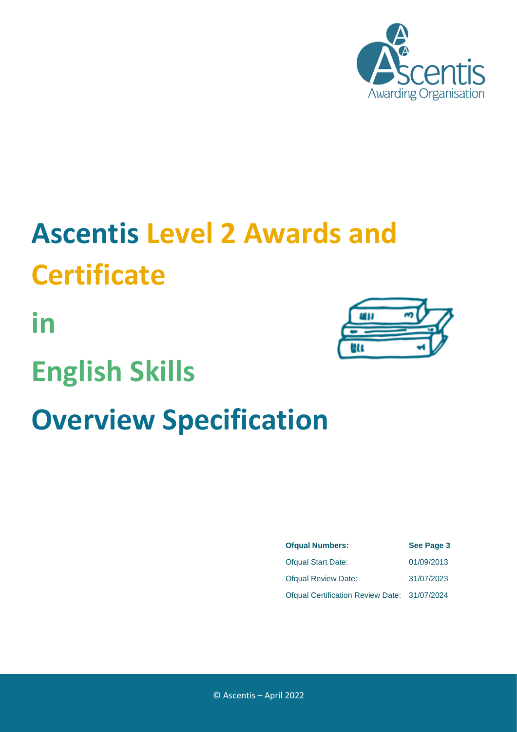# Ascentis Level 2 Awards and Certificate

# in

# English Skills

# Overview Specification

| **Ofqual Numbers:** | **See Page 3** |
|---|---|
| Ofqual Start Date: | 01/09/2013 |
| Ofqual Review Date: | 31/07/2023 |
| Ofqual Certification Review Date: | 31/07/2024 |

© Ascentis – April 2022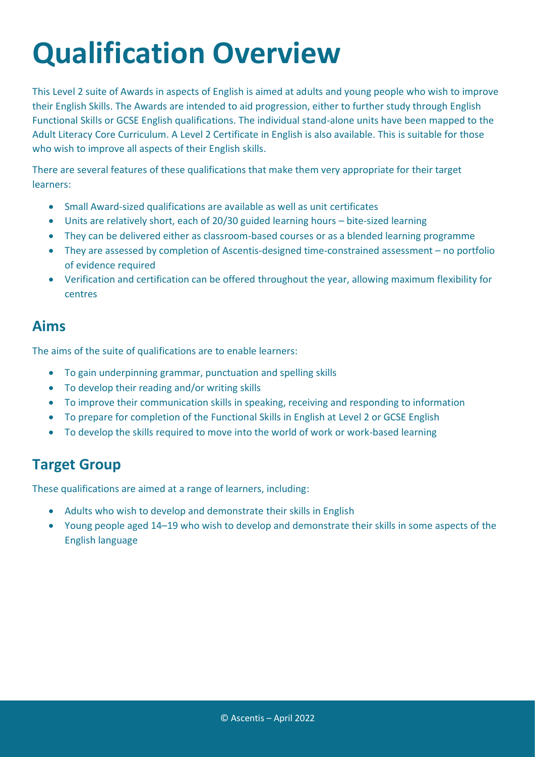# Qualification Overview

This Level 2 suite of Awards in aspects of English is aimed at adults and young people who wish to improve their English Skills. The Awards are intended to aid progression, either to further study through English Functional Skills or GCSE English qualifications. The individual stand-alone units have been mapped to the Adult Literacy Core Curriculum. A Level 2 Certificate in English is also available. This is suitable for those who wish to improve all aspects of their English skills.

There are several features of these qualifications that make them very appropriate for their target learners:

- Small Award-sized qualifications are available as well as unit certificates
- Units are relatively short, each of 20/30 guided learning hours – bite-sized learning
- They can be delivered either as classroom-based courses or as a blended learning programme
- They are assessed by completion of Ascentis-designed time-constrained assessment – no portfolio of evidence required
- Verification and certification can be offered throughout the year, allowing maximum flexibility for centres

## Aims

The aims of the suite of qualifications are to enable learners:

- To gain underpinning grammar, punctuation and spelling skills
- To develop their reading and/or writing skills
- To improve their communication skills in speaking, receiving and responding to information
- To prepare for completion of the Functional Skills in English at Level 2 or GCSE English
- To develop the skills required to move into the world of work or work-based learning

## Target Group

These qualifications are aimed at a range of learners, including:

- Adults who wish to develop and demonstrate their skills in English
- Young people aged 14–19 who wish to develop and demonstrate their skills in some aspects of the English language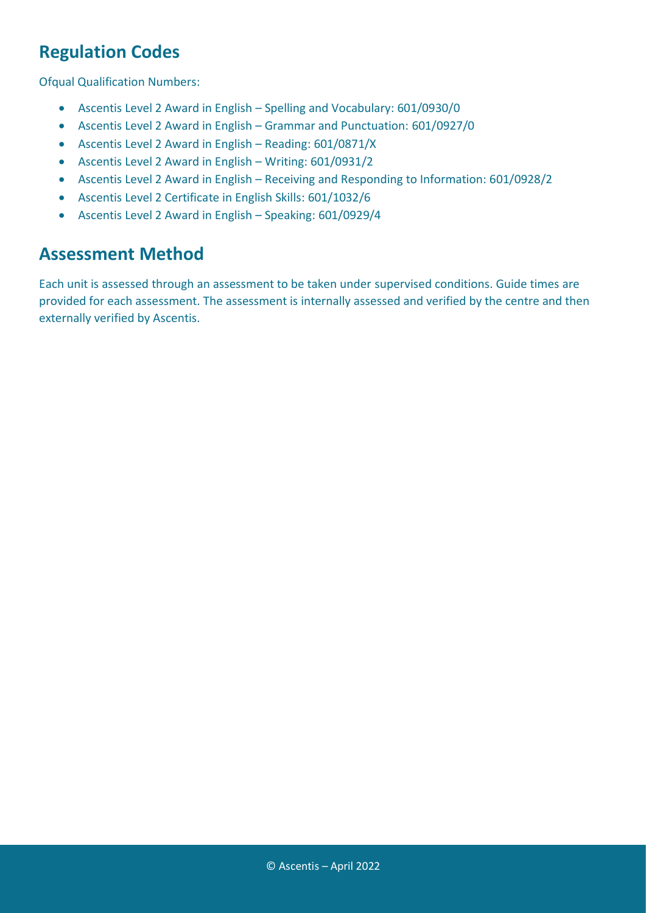## Regulation Codes

Ofqual Qualification Numbers:

- Ascentis Level 2 Award in English – Spelling and Vocabulary: 601/0930/0
- Ascentis Level 2 Award in English – Grammar and Punctuation: 601/0927/0
- Ascentis Level 2 Award in English – Reading: 601/0871/X
- Ascentis Level 2 Award in English – Writing: 601/0931/2
- Ascentis Level 2 Award in English – Receiving and Responding to Information: 601/0928/2
- Ascentis Level 2 Certificate in English Skills: 601/1032/6
- Ascentis Level 2 Award in English – Speaking: 601/0929/4

## Assessment Method

Each unit is assessed through an assessment to be taken under supervised conditions. Guide times are provided for each assessment. The assessment is internally assessed and verified by the centre and then externally verified by Ascentis.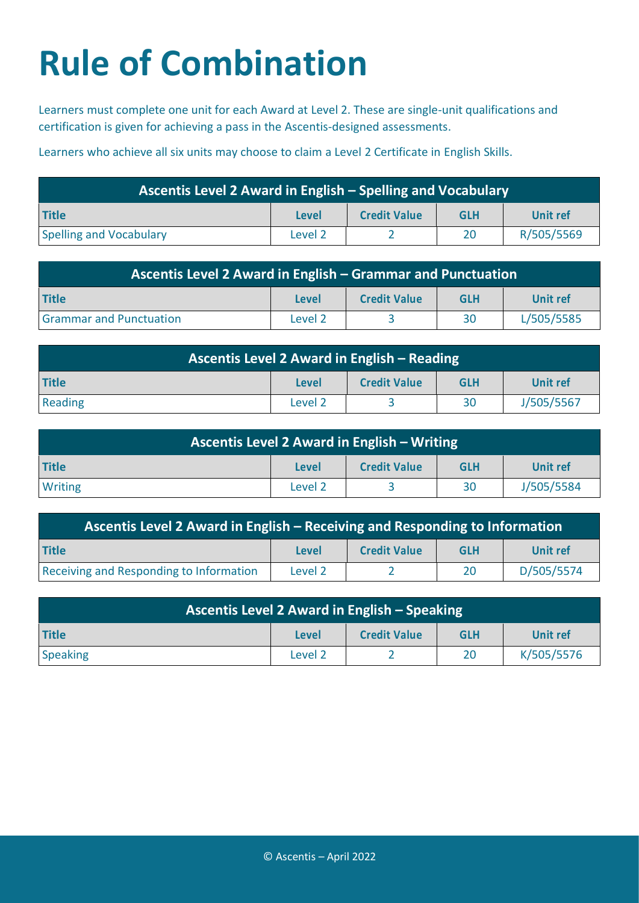# Rule of Combination

Learners must complete one unit for each Award at Level 2. These are single-unit qualifications and certification is given for achieving a pass in the Ascentis-designed assessments.

Learners who achieve all six units may choose to claim a Level 2 Certificate in English Skills.

| Ascentis Level 2 Award in English – Spelling and Vocabulary | | | | |
|---|---|---|---|---|
| **Title** | **Level** | **Credit Value** | **GLH** | **Unit ref** |
| Spelling and Vocabulary | Level 2 | 2 | 20 | R/505/5569 |

| Ascentis Level 2 Award in English – Grammar and Punctuation | | | | |
|---|---|---|---|---|
| **Title** | **Level** | **Credit Value** | **GLH** | **Unit ref** |
| Grammar and Punctuation | Level 2 | 3 | 30 | L/505/5585 |

| Ascentis Level 2 Award in English – Reading | | | | |
|---|---|---|---|---|
| **Title** | **Level** | **Credit Value** | **GLH** | **Unit ref** |
| Reading | Level 2 | 3 | 30 | J/505/5567 |

| Ascentis Level 2 Award in English – Writing | | | | |
|---|---|---|---|---|
| **Title** | **Level** | **Credit Value** | **GLH** | **Unit ref** |
| Writing | Level 2 | 3 | 30 | J/505/5584 |

| Ascentis Level 2 Award in English – Receiving and Responding to Information | | | | |
|---|---|---|---|---|
| **Title** | **Level** | **Credit Value** | **GLH** | **Unit ref** |
| Receiving and Responding to Information | Level 2 | 2 | 20 | D/505/5574 |

| Ascentis Level 2 Award in English – Speaking | | | | |
|---|---|---|---|---|
| **Title** | **Level** | **Credit Value** | **GLH** | **Unit ref** |
| Speaking | Level 2 | 2 | 20 | K/505/5576 |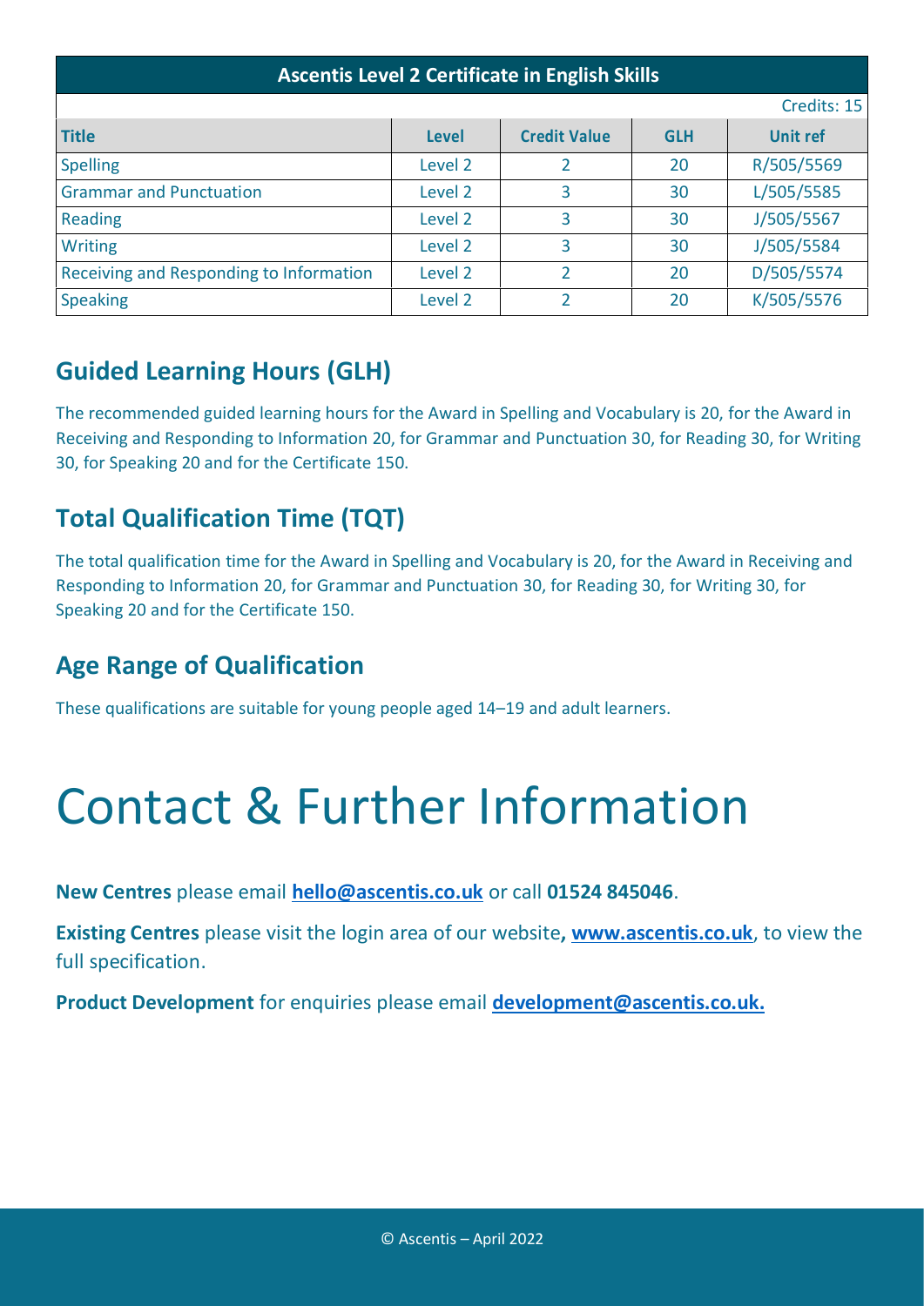| Ascentis Level 2 Certificate in English Skills | | | | |
|---|---|---|---|---|
| | | | | Credits: 15 |
| **Title** | **Level** | **Credit Value** | **GLH** | **Unit ref** |
| Spelling | Level 2 | 2 | 20 | R/505/5569 |
| Grammar and Punctuation | Level 2 | 3 | 30 | L/505/5585 |
| Reading | Level 2 | 3 | 30 | J/505/5567 |
| Writing | Level 2 | 3 | 30 | J/505/5584 |
| Receiving and Responding to Information | Level 2 | 2 | 20 | D/505/5574 |
| Speaking | Level 2 | 2 | 20 | K/505/5576 |

## Guided Learning Hours (GLH)

The recommended guided learning hours for the Award in Spelling and Vocabulary is 20, for the Award in Receiving and Responding to Information 20, for Grammar and Punctuation 30, for Reading 30, for Writing 30, for Speaking 20 and for the Certificate 150.

## Total Qualification Time (TQT)

The total qualification time for the Award in Spelling and Vocabulary is 20, for the Award in Receiving and Responding to Information 20, for Grammar and Punctuation 30, for Reading 30, for Writing 30, for Speaking 20 and for the Certificate 150.

## Age Range of Qualification

These qualifications are suitable for young people aged 14–19 and adult learners.

# Contact & Further Information

**New Centres** please email **hello@ascentis.co.uk** or call **01524 845046**.

**Existing Centres** please visit the login area of our website**, www.ascentis.co.uk**, to view the full specification.

**Product Development** for enquiries please email **development@ascentis.co.uk.**

© Ascentis – April 2022